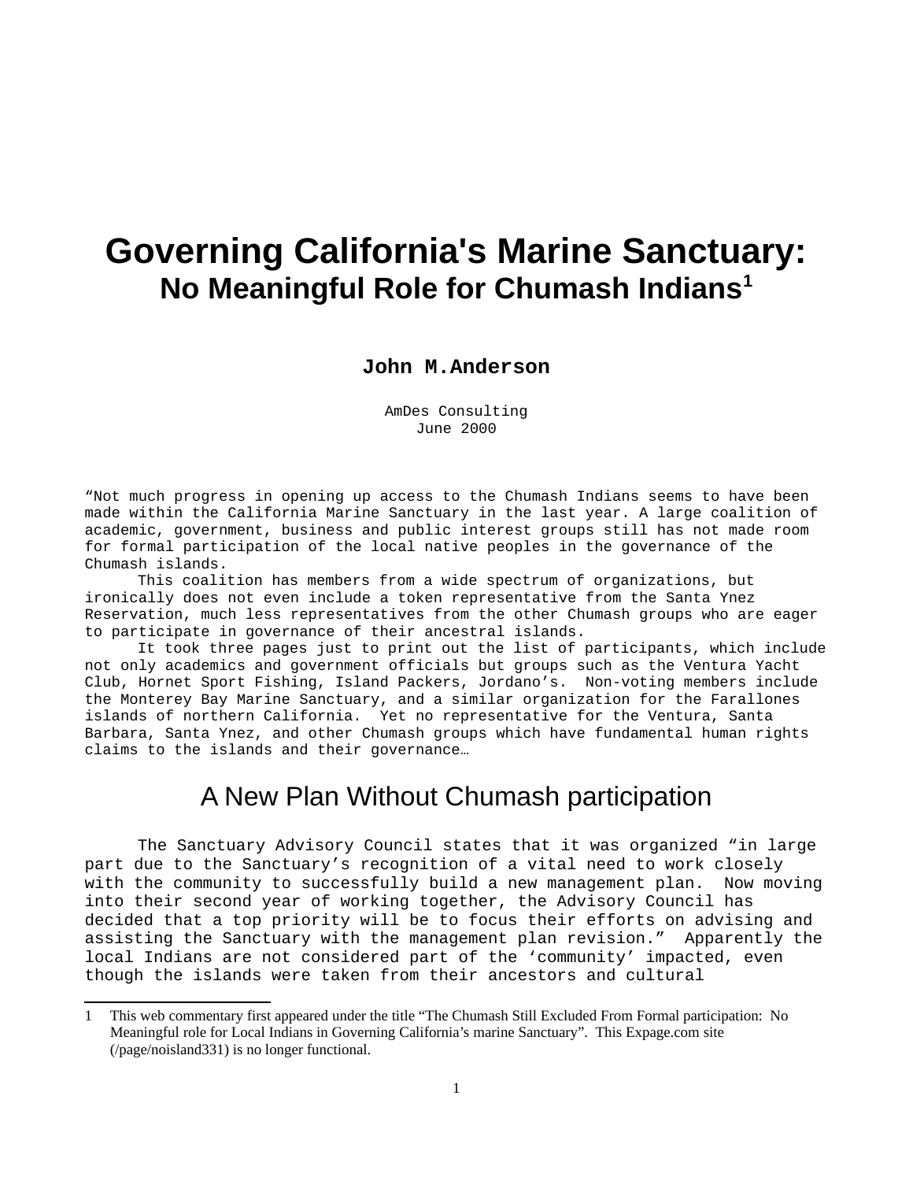# Governing California's Marine Sanctuary:
## No Meaningful Role for Chumash Indians[1]

**John M.Anderson**

AmDes Consulting
June 2000

"Not much progress in opening up access to the Chumash Indians seems to have been made within the California Marine Sanctuary in the last year. A large coalition of academic, government, business and public interest groups still has not made room for formal participation of the local native peoples in the governance of the Chumash islands.

This coalition has members from a wide spectrum of organizations, but ironically does not even include a token representative from the Santa Ynez Reservation, much less representatives from the other Chumash groups who are eager to participate in governance of their ancestral islands.

It took three pages just to print out the list of participants, which include not only academics and government officials but groups such as the Ventura Yacht Club, Hornet Sport Fishing, Island Packers, Jordano's. Non-voting members include the Monterey Bay Marine Sanctuary, and a similar organization for the Farallones islands of northern California. Yet no representative for the Ventura, Santa Barbara, Santa Ynez, and other Chumash groups which have fundamental human rights claims to the islands and their governance…

## A New Plan Without Chumash participation

The Sanctuary Advisory Council states that it was organized "in large part due to the Sanctuary's recognition of a vital need to work closely with the community to successfully build a new management plan. Now moving into their second year of working together, the Advisory Council has decided that a top priority will be to focus their efforts on advising and assisting the Sanctuary with the management plan revision." Apparently the local Indians are not considered part of the 'community' impacted, even though the islands were taken from their ancestors and cultural

[1] This web commentary first appeared under the title "The Chumash Still Excluded From Formal participation: No Meaningful role for Local Indians in Governing California's marine Sanctuary". This Expage.com site (/page/noisland331) is no longer functional.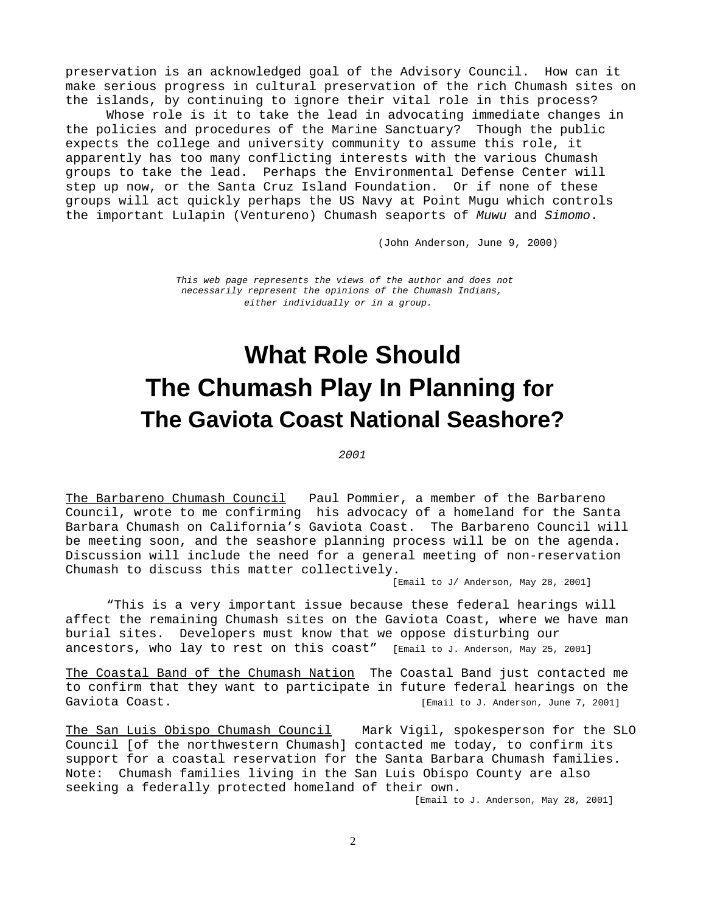preservation is an acknowledged goal of the Advisory Council. How can it make serious progress in cultural preservation of the rich Chumash sites on the islands, by continuing to ignore their vital role in this process?

Whose role is it to take the lead in advocating immediate changes in the policies and procedures of the Marine Sanctuary? Though the public expects the college and university community to assume this role, it apparently has too many conflicting interests with the various Chumash groups to take the lead. Perhaps the Environmental Defense Center will step up now, or the Santa Cruz Island Foundation. Or if none of these groups will act quickly perhaps the US Navy at Point Mugu which controls the important Lulapin (Ventureno) Chumash seaports of *Muwu* and *Simomo*.

(John Anderson, June 9, 2000)

*This web page represents the views of the author and does not necessarily represent the opinions of the Chumash Indians, either individually or in a group.*

# What Role Should The Chumash Play In Planning for The Gaviota Coast National Seashore?

*2001*

The Barbareno Chumash Council Paul Pommier, a member of the Barbareno Council, wrote to me confirming his advocacy of a homeland for the Santa Barbara Chumash on California's Gaviota Coast. The Barbareno Council will be meeting soon, and the seashore planning process will be on the agenda. Discussion will include the need for a general meeting of non-reservation Chumash to discuss this matter collectively.
[Email to J/ Anderson, May 28, 2001]

"This is a very important issue because these federal hearings will affect the remaining Chumash sites on the Gaviota Coast, where we have man burial sites. Developers must know that we oppose disturbing our ancestors, who lay to rest on this coast" [Email to J. Anderson, May 25, 2001]

The Coastal Band of the Chumash Nation The Coastal Band just contacted me to confirm that they want to participate in future federal hearings on the Gaviota Coast. [Email to J. Anderson, June 7, 2001]

The San Luis Obispo Chumash Council Mark Vigil, spokesperson for the SLO Council [of the northwestern Chumash] contacted me today, to confirm its support for a coastal reservation for the Santa Barbara Chumash families. Note: Chumash families living in the San Luis Obispo County are also seeking a federally protected homeland of their own.
[Email to J. Anderson, May 28, 2001]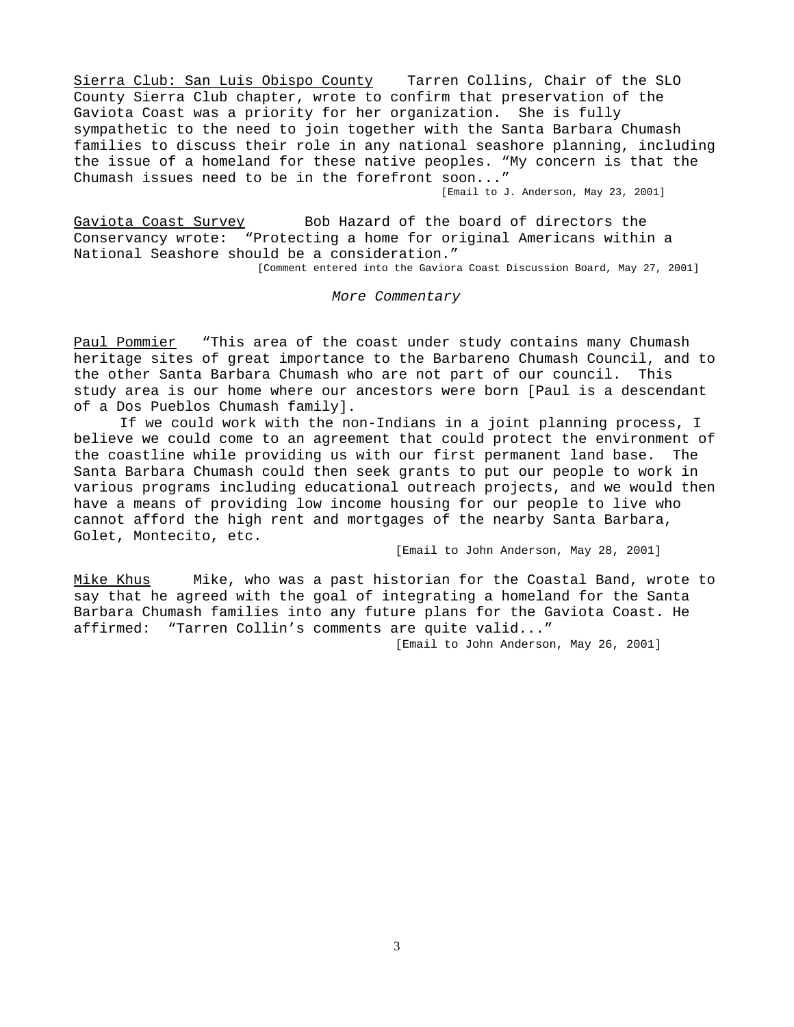<u>Sierra Club: San Luis Obispo County</u> Tarren Collins, Chair of the SLO County Sierra Club chapter, wrote to confirm that preservation of the Gaviota Coast was a priority for her organization. She is fully sympathetic to the need to join together with the Santa Barbara Chumash families to discuss their role in any national seashore planning, including the issue of a homeland for these native peoples. "My concern is that the Chumash issues need to be in the forefront soon..."

[Email to J. Anderson, May 23, 2001]

<u>Gaviota Coast Survey</u> Bob Hazard of the board of directors the Conservancy wrote: "Protecting a home for original Americans within a National Seashore should be a consideration."

[Comment entered into the Gaviora Coast Discussion Board, May 27, 2001]

*More Commentary*

<u>Paul Pommier</u> "This area of the coast under study contains many Chumash heritage sites of great importance to the Barbareno Chumash Council, and to the other Santa Barbara Chumash who are not part of our council. This study area is our home where our ancestors were born [Paul is a descendant of a Dos Pueblos Chumash family].

If we could work with the non-Indians in a joint planning process, I believe we could come to an agreement that could protect the environment of the coastline while providing us with our first permanent land base. The Santa Barbara Chumash could then seek grants to put our people to work in various programs including educational outreach projects, and we would then have a means of providing low income housing for our people to live who cannot afford the high rent and mortgages of the nearby Santa Barbara, Golet, Montecito, etc.

[Email to John Anderson, May 28, 2001]

<u>Mike Khus</u> Mike, who was a past historian for the Coastal Band, wrote to say that he agreed with the goal of integrating a homeland for the Santa Barbara Chumash families into any future plans for the Gaviota Coast. He affirmed: "Tarren Collin's comments are quite valid..."

[Email to John Anderson, May 26, 2001]